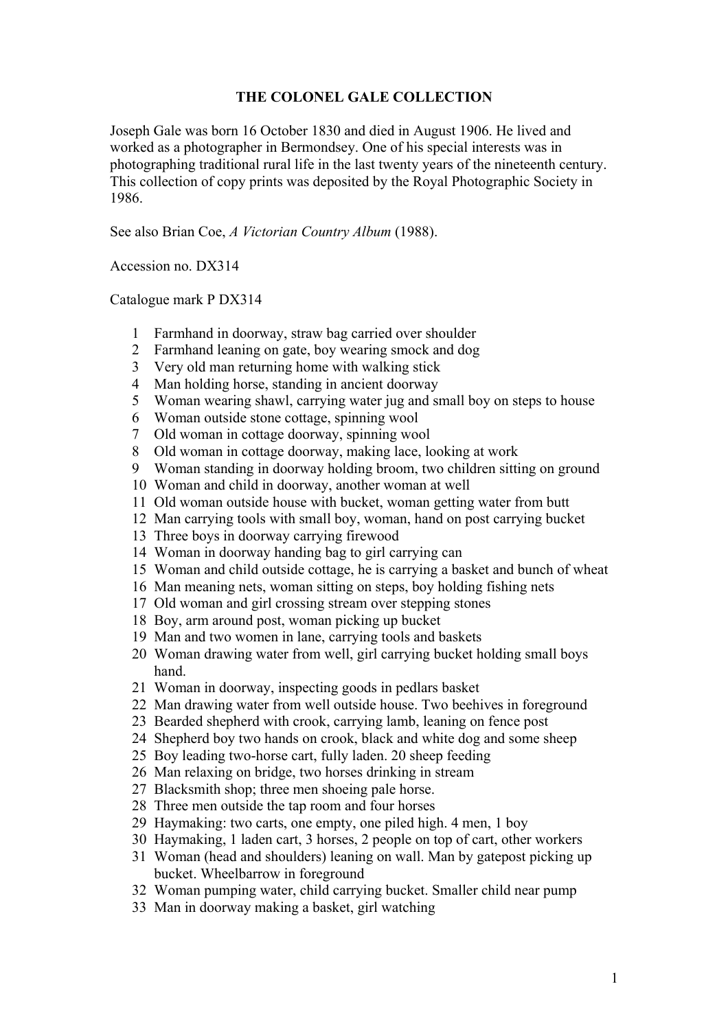# THE COLONEL GALE COLLECTION

Joseph Gale was born 16 October 1830 and died in August 1906. He lived and worked as a photographer in Bermondsey. One of his special interests was in photographing traditional rural life in the last twenty years of the nineteenth century. This collection of copy prints was deposited by the Royal Photographic Society in 1986.

See also Brian Coe, *A Victorian Country Album* (1988).

Accession no. DX314

Catalogue mark P DX314

1. Farmhand in doorway, straw bag carried over shoulder
2. Farmhand leaning on gate, boy wearing smock and dog
3. Very old man returning home with walking stick
4. Man holding horse, standing in ancient doorway
5. Woman wearing shawl, carrying water jug and small boy on steps to house
6. Woman outside stone cottage, spinning wool
7. Old woman in cottage doorway, spinning wool
8. Old woman in cottage doorway, making lace, looking at work
9. Woman standing in doorway holding broom, two children sitting on ground
10. Woman and child in doorway, another woman at well
11. Old woman outside house with bucket, woman getting water from butt
12. Man carrying tools with small boy, woman, hand on post carrying bucket
13. Three boys in doorway carrying firewood
14. Woman in doorway handing bag to girl carrying can
15. Woman and child outside cottage, he is carrying a basket and bunch of wheat
16. Man meaning nets, woman sitting on steps, boy holding fishing nets
17. Old woman and girl crossing stream over stepping stones
18. Boy, arm around post, woman picking up bucket
19. Man and two women in lane, carrying tools and baskets
20. Woman drawing water from well, girl carrying bucket holding small boys hand.
21. Woman in doorway, inspecting goods in pedlars basket
22. Man drawing water from well outside house. Two beehives in foreground
23. Bearded shepherd with crook, carrying lamb, leaning on fence post
24. Shepherd boy two hands on crook, black and white dog and some sheep
25. Boy leading two-horse cart, fully laden. 20 sheep feeding
26. Man relaxing on bridge, two horses drinking in stream
27. Blacksmith shop; three men shoeing pale horse.
28. Three men outside the tap room and four horses
29. Haymaking: two carts, one empty, one piled high. 4 men, 1 boy
30. Haymaking, 1 laden cart, 3 horses, 2 people on top of cart, other workers
31. Woman (head and shoulders) leaning on wall. Man by gatepost picking up bucket. Wheelbarrow in foreground
32. Woman pumping water, child carrying bucket. Smaller child near pump
33. Man in doorway making a basket, girl watching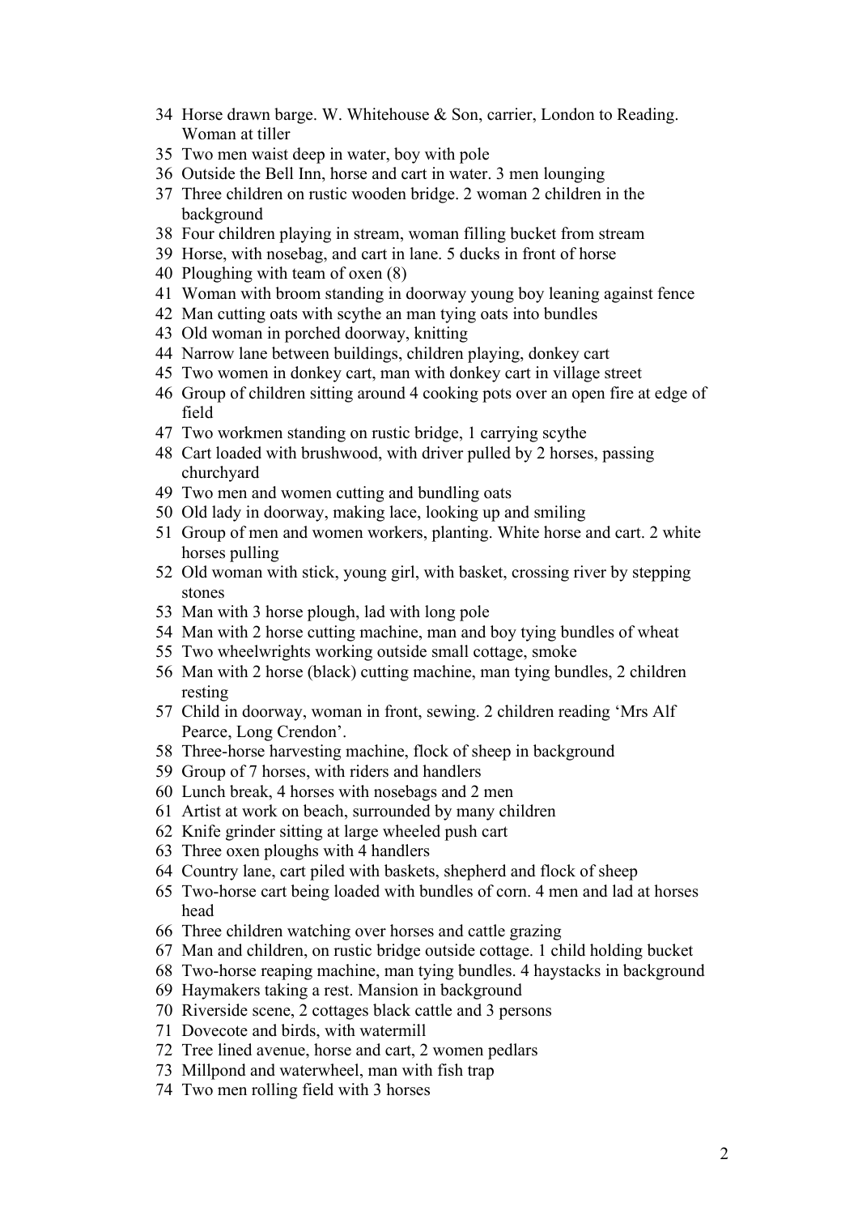34 Horse drawn barge. W. Whitehouse & Son, carrier, London to Reading. Woman at tiller
35 Two men waist deep in water, boy with pole
36 Outside the Bell Inn, horse and cart in water. 3 men lounging
37 Three children on rustic wooden bridge. 2 woman 2 children in the background
38 Four children playing in stream, woman filling bucket from stream
39 Horse, with nosebag, and cart in lane. 5 ducks in front of horse
40 Ploughing with team of oxen (8)
41 Woman with broom standing in doorway young boy leaning against fence
42 Man cutting oats with scythe an man tying oats into bundles
43 Old woman in porched doorway, knitting
44 Narrow lane between buildings, children playing, donkey cart
45 Two women in donkey cart, man with donkey cart in village street
46 Group of children sitting around 4 cooking pots over an open fire at edge of field
47 Two workmen standing on rustic bridge, 1 carrying scythe
48 Cart loaded with brushwood, with driver pulled by 2 horses, passing churchyard
49 Two men and women cutting and bundling oats
50 Old lady in doorway, making lace, looking up and smiling
51 Group of men and women workers, planting. White horse and cart. 2 white horses pulling
52 Old woman with stick, young girl, with basket, crossing river by stepping stones
53 Man with 3 horse plough, lad with long pole
54 Man with 2 horse cutting machine, man and boy tying bundles of wheat
55 Two wheelwrights working outside small cottage, smoke
56 Man with 2 horse (black) cutting machine, man tying bundles, 2 children resting
57 Child in doorway, woman in front, sewing. 2 children reading 'Mrs Alf Pearce, Long Crendon'.
58 Three-horse harvesting machine, flock of sheep in background
59 Group of 7 horses, with riders and handlers
60 Lunch break, 4 horses with nosebags and 2 men
61 Artist at work on beach, surrounded by many children
62 Knife grinder sitting at large wheeled push cart
63 Three oxen ploughs with 4 handlers
64 Country lane, cart piled with baskets, shepherd and flock of sheep
65 Two-horse cart being loaded with bundles of corn. 4 men and lad at horses head
66 Three children watching over horses and cattle grazing
67 Man and children, on rustic bridge outside cottage. 1 child holding bucket
68 Two-horse reaping machine, man tying bundles. 4 haystacks in background
69 Haymakers taking a rest. Mansion in background
70 Riverside scene, 2 cottages black cattle and 3 persons
71 Dovecote and birds, with watermill
72 Tree lined avenue, horse and cart, 2 women pedlars
73 Millpond and waterwheel, man with fish trap
74 Two men rolling field with 3 horses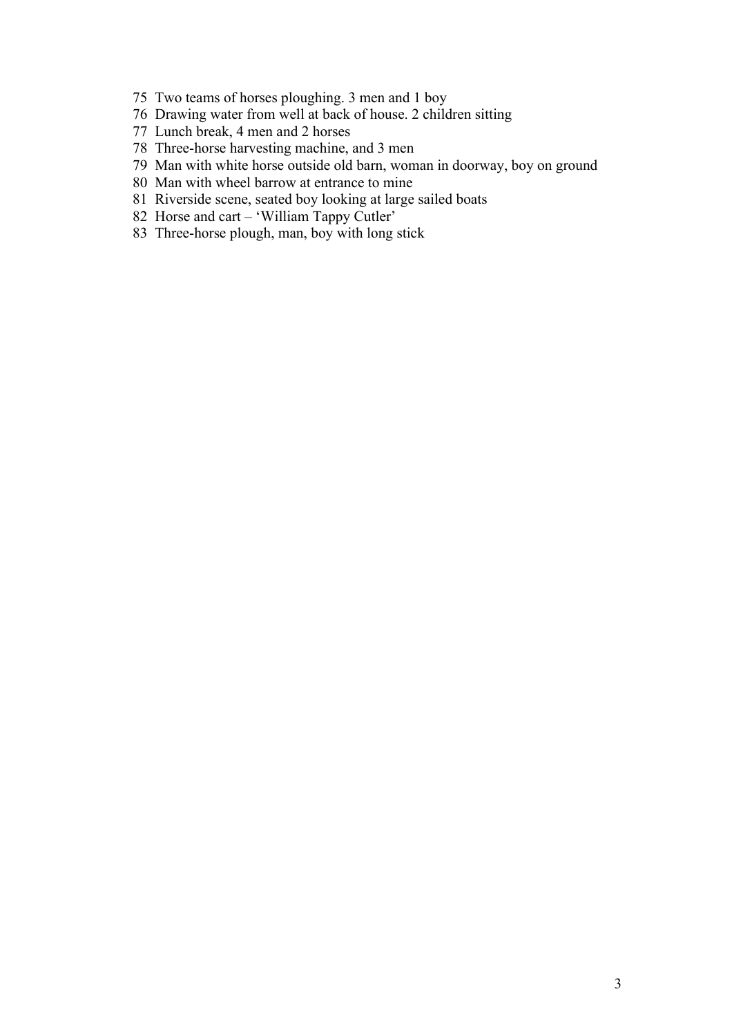75 Two teams of horses ploughing. 3 men and 1 boy
76 Drawing water from well at back of house. 2 children sitting
77 Lunch break, 4 men and 2 horses
78 Three-horse harvesting machine, and 3 men
79 Man with white horse outside old barn, woman in doorway, boy on ground
80 Man with wheel barrow at entrance to mine
81 Riverside scene, seated boy looking at large sailed boats
82 Horse and cart – 'William Tappy Cutler'
83 Three-horse plough, man, boy with long stick